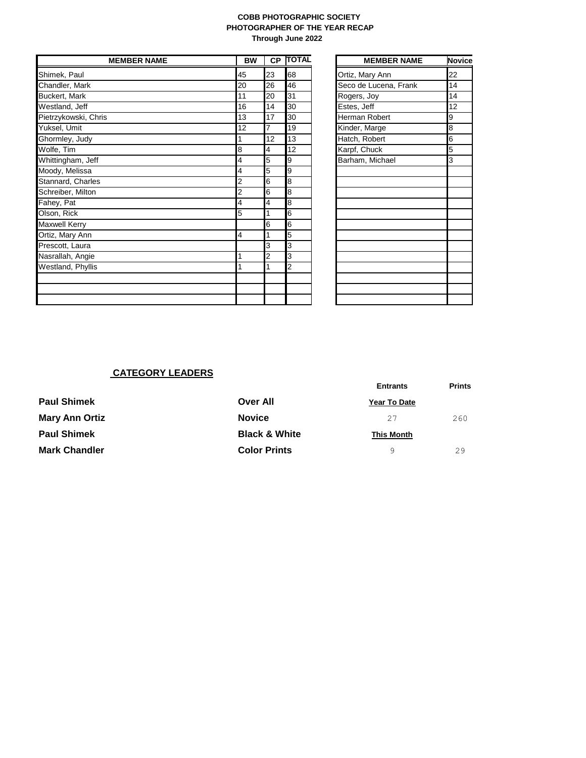**COBB PHOTOGRAPHIC SOCIETY**
**PHOTOGRAPHER OF THE YEAR RECAP**
**Through June 2022**

| MEMBER NAME | BW | CP | TOTAL |
|---|---|---|---|
| Shimek, Paul | 45 | 23 | 68 |
| Chandler, Mark | 20 | 26 | 46 |
| Buckert, Mark | 11 | 20 | 31 |
| Westland, Jeff | 16 | 14 | 30 |
| Pietrzykowski, Chris | 13 | 17 | 30 |
| Yuksel, Umit | 12 | 7 | 19 |
| Ghormley, Judy | 1 | 12 | 13 |
| Wolfe, Tim | 8 | 4 | 12 |
| Whittingham, Jeff | 4 | 5 | 9 |
| Moody, Melissa | 4 | 5 | 9 |
| Stannard, Charles | 2 | 6 | 8 |
| Schreiber, Milton | 2 | 6 | 8 |
| Fahey, Pat | 4 | 4 | 8 |
| Olson, Rick | 5 | 1 | 6 |
| Maxwell Kerry | | 6 | 6 |
| Ortiz, Mary Ann | 4 | 1 | 5 |
| Prescott, Laura | | 3 | 3 |
| Nasrallah, Angie | 1 | 2 | 3 |
| Westland, Phyllis | 1 | 1 | 2 |

| MEMBER NAME | Novice |
|---|---|
| Ortiz, Mary Ann | 22 |
| Seco de Lucena, Frank | 14 |
| Rogers, Joy | 14 |
| Estes, Jeff | 12 |
| Herman Robert | 9 |
| Kinder, Marge | 8 |
| Hatch, Robert | 6 |
| Karpf, Chuck | 5 |
| Barham, Michael | 3 |

## CATEGORY LEADERS

| | |
|---|---|
| **Paul Shimek** | **Over All** |
| **Mary Ann Ortiz** | **Novice** |
| **Paul Shimek** | **Black & White** |
| **Mark Chandler** | **Color Prints** |

| | Entrants | Prints |
|---|---|---|
| **Year To Date** | 27 | 260 |
| **This Month** | 9 | 29 |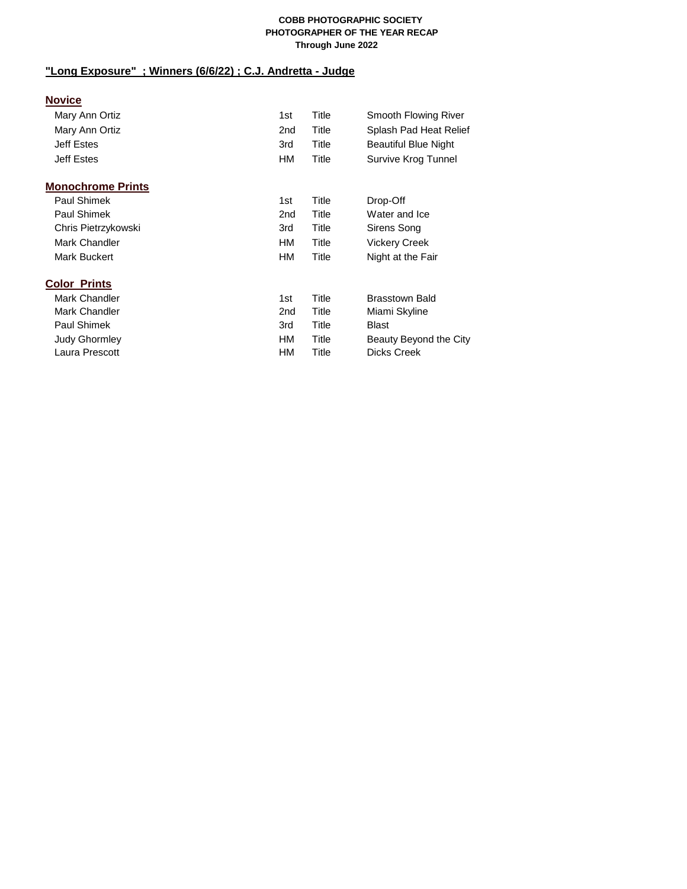**COBB PHOTOGRAPHIC SOCIETY**
**PHOTOGRAPHER OF THE YEAR RECAP**
**Through June 2022**

## "Long Exposure" ; Winners (6/6/22) ; C.J. Andretta - Judge

### Novice

| | | | |
|---|---|---|---|
| Mary Ann Ortiz | 1st | Title | Smooth Flowing River |
| Mary Ann Ortiz | 2nd | Title | Splash Pad Heat Relief |
| Jeff Estes | 3rd | Title | Beautiful Blue Night |
| Jeff Estes | HM | Title | Survive Krog Tunnel |

### Monochrome Prints

| | | | |
|---|---|---|---|
| Paul Shimek | 1st | Title | Drop-Off |
| Paul Shimek | 2nd | Title | Water and Ice |
| Chris Pietrzykowski | 3rd | Title | Sirens Song |
| Mark Chandler | HM | Title | Vickery Creek |
| Mark Buckert | HM | Title | Night at the Fair |

### Color Prints

| | | | |
|---|---|---|---|
| Mark Chandler | 1st | Title | Brasstown Bald |
| Mark Chandler | 2nd | Title | Miami Skyline |
| Paul Shimek | 3rd | Title | Blast |
| Judy Ghormley | HM | Title | Beauty Beyond the City |
| Laura Prescott | HM | Title | Dicks Creek |